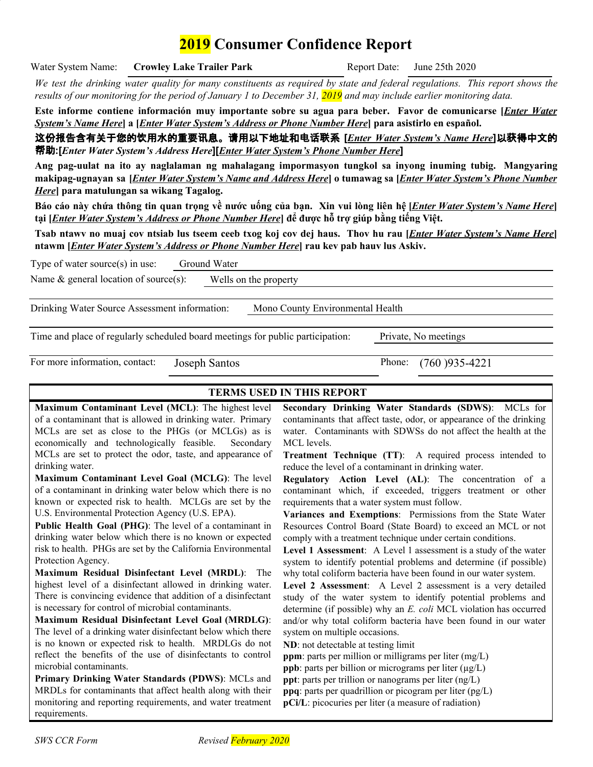# 2019 Consumer Confidence Report

Water System Name: **Crowley Lake Trailer Park** Report Date: June 25th 2020

*We test the drinking water quality for many constituents as required by state and federal regulations. This report shows the results of our monitoring for the period of January 1 to December 31, 2019 and may include earlier monitoring data.*

**Este informe contiene información muy importante sobre su agua para beber. Favor de comunicarse [*Enter Water System's Name Here*] a [*Enter Water System's Address or Phone Number Here*] para asistirlo en español.**

**这份报告含有关于您的饮用水的重要讯息。请用以下地址和电话联系 [*Enter Water System's Name Here*]以获得中文的帮助:[*Enter Water System's Address Here*][*Enter Water System's Phone Number Here*]**

**Ang pag-uulat na ito ay naglalaman ng mahalagang impormasyon tungkol sa inyong inuming tubig. Mangyaring makipag-ugnayan sa [*Enter Water System's Name and Address Here*] o tumawag sa [*Enter Water System's Phone Number Here*] para matulungan sa wikang Tagalog.**

**Báo cáo này chứa thông tin quan trọng về nước uống của bạn. Xin vui lòng liên hệ [*Enter Water System's Name Here*] tại [*Enter Water System's Address or Phone Number Here*] để được hỗ trợ giúp bằng tiếng Việt.**

**Tsab ntawv no muaj cov ntsiab lus tseem ceeb txog koj cov dej haus. Thov hu rau [*Enter Water System's Name Here*] ntawm [*Enter Water System's Address or Phone Number Here*] rau kev pab hauv lus Askiv.**

Type of water source(s) in use: Ground Water

Name & general location of source(s): Wells on the property

Drinking Water Source Assessment information: Mono County Environmental Health

Time and place of regularly scheduled board meetings for public participation: Private, No meetings

For more information, contact: Joseph Santos Phone: (760 )935-4221

## TERMS USED IN THIS REPORT

**Maximum Contaminant Level (MCL)**: The highest level of a contaminant that is allowed in drinking water. Primary MCLs are set as close to the PHGs (or MCLGs) as is economically and technologically feasible. Secondary MCLs are set to protect the odor, taste, and appearance of drinking water.

**Maximum Contaminant Level Goal (MCLG)**: The level of a contaminant in drinking water below which there is no known or expected risk to health. MCLGs are set by the U.S. Environmental Protection Agency (U.S. EPA).

**Public Health Goal (PHG)**: The level of a contaminant in drinking water below which there is no known or expected risk to health. PHGs are set by the California Environmental Protection Agency.

**Maximum Residual Disinfectant Level (MRDL)**: The highest level of a disinfectant allowed in drinking water. There is convincing evidence that addition of a disinfectant is necessary for control of microbial contaminants.

**Maximum Residual Disinfectant Level Goal (MRDLG)**: The level of a drinking water disinfectant below which there is no known or expected risk to health. MRDLGs do not reflect the benefits of the use of disinfectants to control microbial contaminants.

**Primary Drinking Water Standards (PDWS)**: MCLs and MRDLs for contaminants that affect health along with their monitoring and reporting requirements, and water treatment requirements.

**Secondary Drinking Water Standards (SDWS)**: MCLs for contaminants that affect taste, odor, or appearance of the drinking water. Contaminants with SDWSs do not affect the health at the MCL levels.

**Treatment Technique (TT)**: A required process intended to reduce the level of a contaminant in drinking water.

**Regulatory Action Level (AL)**: The concentration of a contaminant which, if exceeded, triggers treatment or other requirements that a water system must follow.

**Variances and Exemptions**: Permissions from the State Water Resources Control Board (State Board) to exceed an MCL or not comply with a treatment technique under certain conditions.

**Level 1 Assessment**: A Level 1 assessment is a study of the water system to identify potential problems and determine (if possible) why total coliform bacteria have been found in our water system.

**Level 2 Assessment**: A Level 2 assessment is a very detailed study of the water system to identify potential problems and determine (if possible) why an *E. coli* MCL violation has occurred and/or why total coliform bacteria have been found in our water system on multiple occasions.

**ND**: not detectable at testing limit

**ppm**: parts per million or milligrams per liter (mg/L)

**ppb**: parts per billion or micrograms per liter (µg/L)

**ppt**: parts per trillion or nanograms per liter (ng/L)

**ppq**: parts per quadrillion or picogram per liter (pg/L)

**pCi/L**: picocuries per liter (a measure of radiation)

*SWS CCR Form* *Revised February 2020*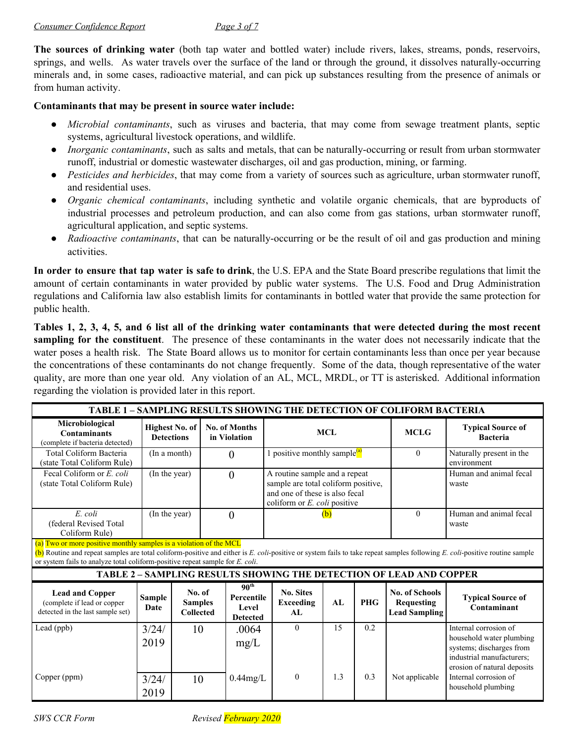**The sources of drinking water** (both tap water and bottled water) include rivers, lakes, streams, ponds, reservoirs, springs, and wells. As water travels over the surface of the land or through the ground, it dissolves naturally-occurring minerals and, in some cases, radioactive material, and can pick up substances resulting from the presence of animals or from human activity.

**Contaminants that may be present in source water include:**

- *Microbial contaminants*, such as viruses and bacteria, that may come from sewage treatment plants, septic systems, agricultural livestock operations, and wildlife.
- *Inorganic contaminants*, such as salts and metals, that can be naturally-occurring or result from urban stormwater runoff, industrial or domestic wastewater discharges, oil and gas production, mining, or farming.
- *Pesticides and herbicides*, that may come from a variety of sources such as agriculture, urban stormwater runoff, and residential uses.
- *Organic chemical contaminants*, including synthetic and volatile organic chemicals, that are byproducts of industrial processes and petroleum production, and can also come from gas stations, urban stormwater runoff, agricultural application, and septic systems.
- *Radioactive contaminants*, that can be naturally-occurring or be the result of oil and gas production and mining activities.

**In order to ensure that tap water is safe to drink**, the U.S. EPA and the State Board prescribe regulations that limit the amount of certain contaminants in water provided by public water systems. The U.S. Food and Drug Administration regulations and California law also establish limits for contaminants in bottled water that provide the same protection for public health.

**Tables 1, 2, 3, 4, 5, and 6 list all of the drinking water contaminants that were detected during the most recent sampling for the constituent**. The presence of these contaminants in the water does not necessarily indicate that the water poses a health risk. The State Board allows us to monitor for certain contaminants less than once per year because the concentrations of these contaminants do not change frequently. Some of the data, though representative of the water quality, are more than one year old. Any violation of an AL, MCL, MRDL, or TT is asterisked. Additional information regarding the violation is provided later in this report.

**TABLE 1 – SAMPLING RESULTS SHOWING THE DETECTION OF COLIFORM BACTERIA**

| Microbiological Contaminants (complete if bacteria detected) | Highest No. of Detections | No. of Months in Violation | MCL | MCLG | Typical Source of Bacteria |
|---|---|---|---|---|---|
| Total Coliform Bacteria (state Total Coliform Rule) | (In a month) | 0 | 1 positive monthly sample[(a)] | 0 | Naturally present in the environment |
| Fecal Coliform or *E. coli* (state Total Coliform Rule) | (In the year) | 0 | A routine sample and a repeat sample are total coliform positive, and one of these is also fecal coliform or *E. coli* positive | | Human and animal fecal waste |
| *E. coli* (federal Revised Total Coliform Rule) | (In the year) | 0 | (b) | 0 | Human and animal fecal waste |

(a) Two or more positive monthly samples is a violation of the MCL

(b) Routine and repeat samples are total coliform-positive and either is *E. coli*-positive or system fails to take repeat samples following *E. coli*-positive routine sample or system fails to analyze total coliform-positive repeat sample for *E. coli*.

**TABLE 2 – SAMPLING RESULTS SHOWING THE DETECTION OF LEAD AND COPPER**

| Lead and Copper (complete if lead or copper detected in the last sample set) | Sample Date | No. of Samples Collected | 90th Percentile Level Detected | No. Sites Exceeding AL | AL | PHG | No. of Schools Requesting Lead Sampling | Typical Source of Contaminant |
|---|---|---|---|---|---|---|---|---|
| Lead (ppb) | 3/24/2019 | 10 | .0064 mg/L | 0 | 15 | 0.2 | | Internal corrosion of household water plumbing systems; discharges from industrial manufacturers; erosion of natural deposits |
| Copper (ppm) | 3/24/2019 | 10 | 0.44mg/L | 0 | 1.3 | 0.3 | Not applicable | Internal corrosion of household plumbing |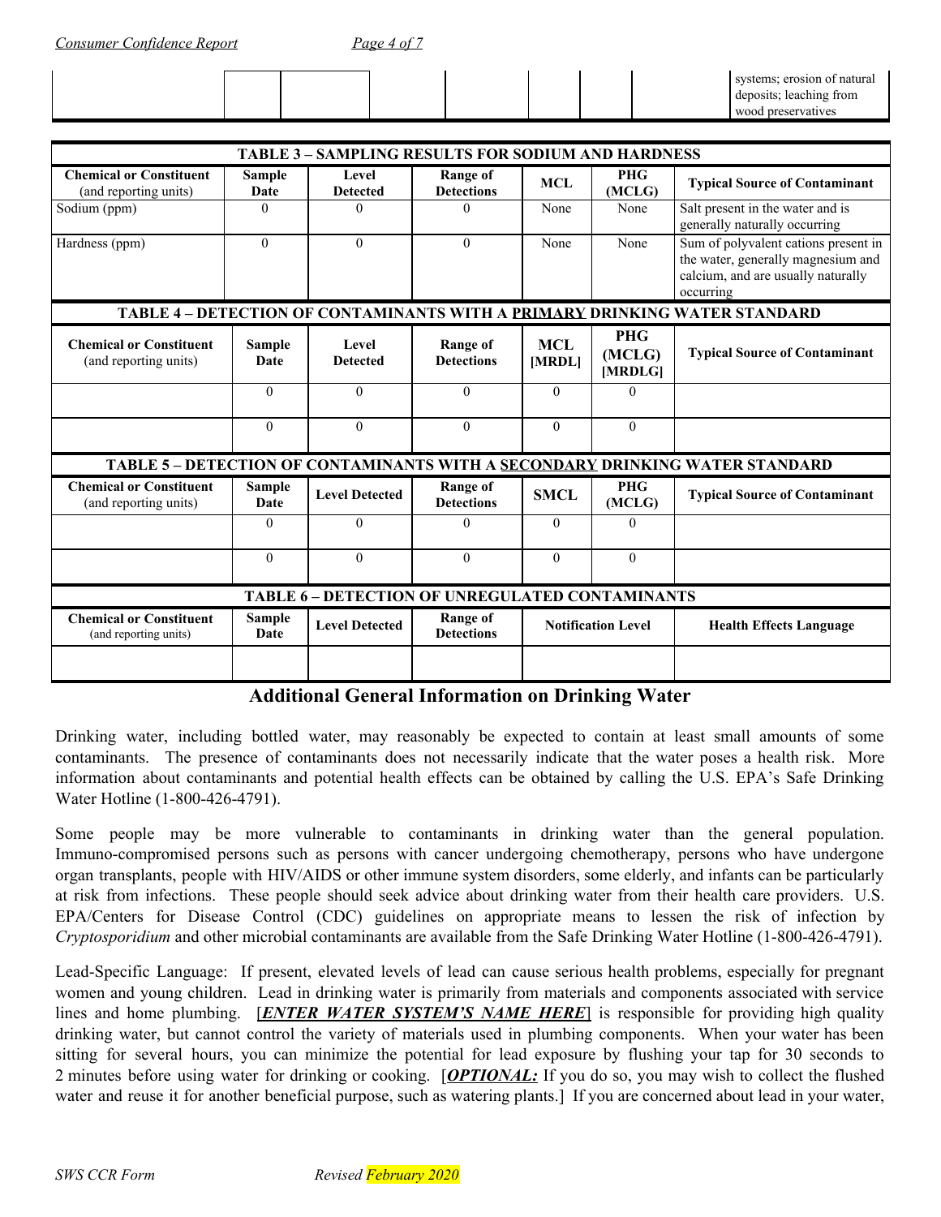| | | | | | | | | systems; erosion of natural deposits; leaching from wood preservatives |
|---|---|---|---|---|---|---|---|---|

| TABLE 3 – SAMPLING RESULTS FOR SODIUM AND HARDNESS | | | | | | |
|---|---|---|---|---|---|---|
| **Chemical or Constituent** (and reporting units) | **Sample Date** | **Level Detected** | **Range of Detections** | **MCL** | **PHG (MCLG)** | **Typical Source of Contaminant** |
| Sodium (ppm) | 0 | 0 | 0 | None | None | Salt present in the water and is generally naturally occurring |
| Hardness (ppm) | 0 | 0 | 0 | None | None | Sum of polyvalent cations present in the water, generally magnesium and calcium, and are usually naturally occurring |

| TABLE 4 – DETECTION OF CONTAMINANTS WITH A PRIMARY DRINKING WATER STANDARD | | | | | | |
|---|---|---|---|---|---|---|
| **Chemical or Constituent** (and reporting units) | **Sample Date** | **Level Detected** | **Range of Detections** | **MCL [MRDL]** | **PHG (MCLG) [MRDLG]** | **Typical Source of Contaminant** |
| | 0 | 0 | 0 | 0 | 0 | |
| | 0 | 0 | 0 | 0 | 0 | |

| TABLE 5 – DETECTION OF CONTAMINANTS WITH A SECONDARY DRINKING WATER STANDARD | | | | | | |
|---|---|---|---|---|---|---|
| **Chemical or Constituent** (and reporting units) | **Sample Date** | **Level Detected** | **Range of Detections** | **SMCL** | **PHG (MCLG)** | **Typical Source of Contaminant** |
| | 0 | 0 | 0 | 0 | 0 | |
| | 0 | 0 | 0 | 0 | 0 | |

| TABLE 6 – DETECTION OF UNREGULATED CONTAMINANTS | | | | | |
|---|---|---|---|---|---|
| **Chemical or Constituent** (and reporting units) | **Sample Date** | **Level Detected** | **Range of Detections** | **Notification Level** | **Health Effects Language** |
| | | | | | |

## Additional General Information on Drinking Water

Drinking water, including bottled water, may reasonably be expected to contain at least small amounts of some contaminants. The presence of contaminants does not necessarily indicate that the water poses a health risk. More information about contaminants and potential health effects can be obtained by calling the U.S. EPA's Safe Drinking Water Hotline (1-800-426-4791).

Some people may be more vulnerable to contaminants in drinking water than the general population. Immuno-compromised persons such as persons with cancer undergoing chemotherapy, persons who have undergone organ transplants, people with HIV/AIDS or other immune system disorders, some elderly, and infants can be particularly at risk from infections. These people should seek advice about drinking water from their health care providers. U.S. EPA/Centers for Disease Control (CDC) guidelines on appropriate means to lessen the risk of infection by *Cryptosporidium* and other microbial contaminants are available from the Safe Drinking Water Hotline (1-800-426-4791).

Lead-Specific Language: If present, elevated levels of lead can cause serious health problems, especially for pregnant women and young children. Lead in drinking water is primarily from materials and components associated with service lines and home plumbing. [***ENTER WATER SYSTEM'S NAME HERE***] is responsible for providing high quality drinking water, but cannot control the variety of materials used in plumbing components. When your water has been sitting for several hours, you can minimize the potential for lead exposure by flushing your tap for 30 seconds to 2 minutes before using water for drinking or cooking. [***OPTIONAL:*** If you do so, you may wish to collect the flushed water and reuse it for another beneficial purpose, such as watering plants.] If you are concerned about lead in your water,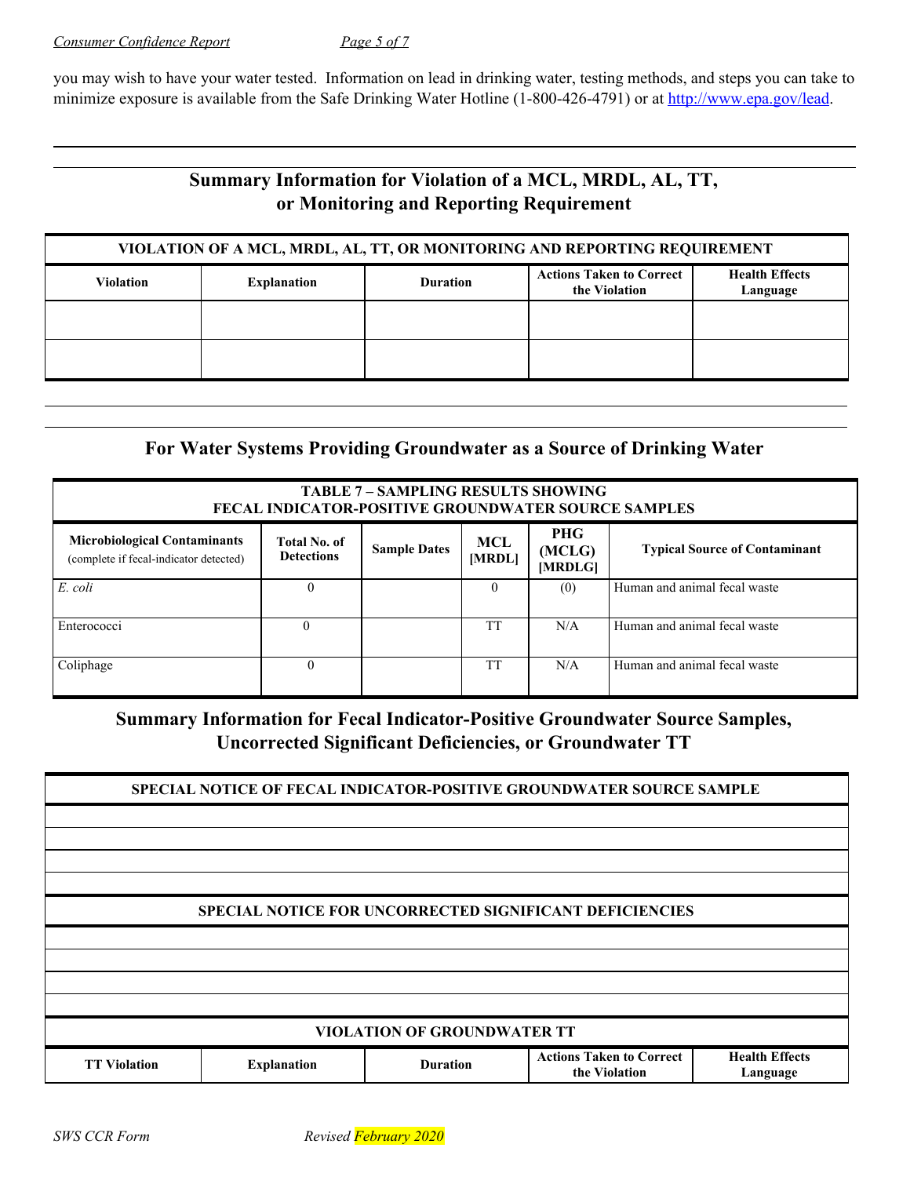you may wish to have your water tested. Information on lead in drinking water, testing methods, and steps you can take to minimize exposure is available from the Safe Drinking Water Hotline (1-800-426-4791) or at http://www.epa.gov/lead.

## Summary Information for Violation of a MCL, MRDL, AL, TT, or Monitoring and Reporting Requirement

| VIOLATION OF A MCL, MRDL, AL, TT, OR MONITORING AND REPORTING REQUIREMENT | | | | |
|---|---|---|---|---|
| **Violation** | **Explanation** | **Duration** | **Actions Taken to Correct the Violation** | **Health Effects Language** |
| | | | | |
| | | | | |

## For Water Systems Providing Groundwater as a Source of Drinking Water

| TABLE 7 – SAMPLING RESULTS SHOWING FECAL INDICATOR-POSITIVE GROUNDWATER SOURCE SAMPLES | | | | | |
|---|---|---|---|---|---|
| **Microbiological Contaminants** (complete if fecal-indicator detected) | **Total No. of Detections** | **Sample Dates** | **MCL [MRDL]** | **PHG (MCLG) [MRDLG]** | **Typical Source of Contaminant** |
| *E. coli* | 0 | | 0 | (0) | Human and animal fecal waste |
| Enterococci | 0 | | TT | N/A | Human and animal fecal waste |
| Coliphage | 0 | | TT | N/A | Human and animal fecal waste |

## Summary Information for Fecal Indicator-Positive Groundwater Source Samples, Uncorrected Significant Deficiencies, or Groundwater TT

| SPECIAL NOTICE OF FECAL INDICATOR-POSITIVE GROUNDWATER SOURCE SAMPLE |
|---|
| |
| |
| |
| |

| SPECIAL NOTICE FOR UNCORRECTED SIGNIFICANT DEFICIENCIES |
|---|
| |
| |
| |
| |

| VIOLATION OF GROUNDWATER TT | | | | |
|---|---|---|---|---|
| **TT Violation** | **Explanation** | **Duration** | **Actions Taken to Correct the Violation** | **Health Effects Language** |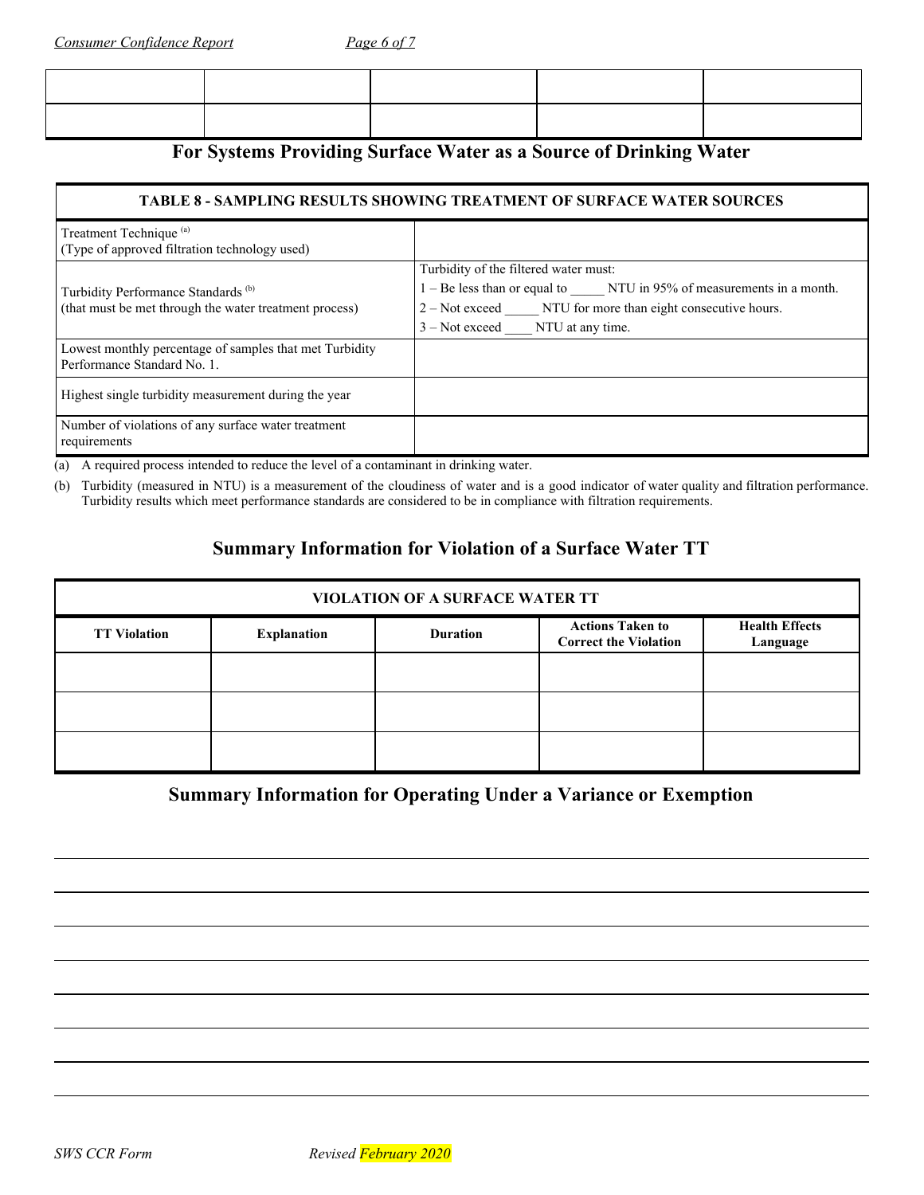| | | | | |
|---|---|---|---|---|
| | | | | |
| | | | | |

## For Systems Providing Surface Water as a Source of Drinking Water

| TABLE 8 - SAMPLING RESULTS SHOWING TREATMENT OF SURFACE WATER SOURCES | |
|---|---|
| Treatment Technique [(a)]<br>(Type of approved filtration technology used) | |
| Turbidity Performance Standards [(b)]<br>(that must be met through the water treatment process) | Turbidity of the filtered water must:<br>1 – Be less than or equal to _____ NTU in 95% of measurements in a month.<br>2 – Not exceed _____ NTU for more than eight consecutive hours.<br>3 – Not exceed ____ NTU at any time. |
| Lowest monthly percentage of samples that met Turbidity Performance Standard No. 1. | |
| Highest single turbidity measurement during the year | |
| Number of violations of any surface water treatment requirements | |

(a) A required process intended to reduce the level of a contaminant in drinking water.

(b) Turbidity (measured in NTU) is a measurement of the cloudiness of water and is a good indicator of water quality and filtration performance. Turbidity results which meet performance standards are considered to be in compliance with filtration requirements.

## Summary Information for Violation of a Surface Water TT

| VIOLATION OF A SURFACE WATER TT | | | | |
|---|---|---|---|---|
| **TT Violation** | **Explanation** | **Duration** | **Actions Taken to Correct the Violation** | **Health Effects Language** |
| | | | | |
| | | | | |
| | | | | |

## Summary Information for Operating Under a Variance or Exemption

________________________________________

________________________________________

________________________________________

________________________________________

________________________________________

________________________________________

________________________________________

________________________________________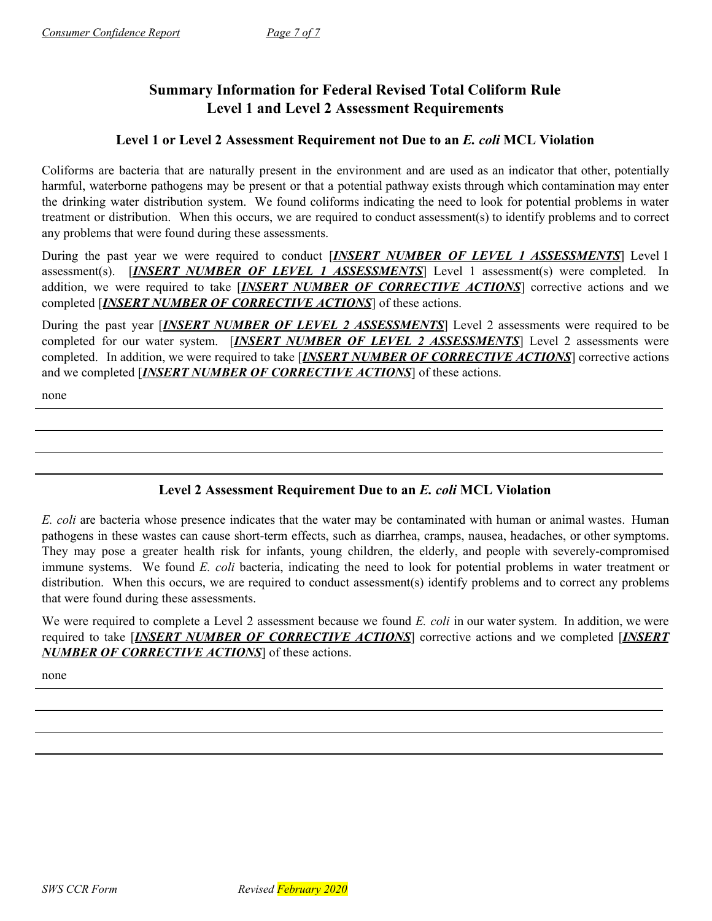## Summary Information for Federal Revised Total Coliform Rule
## Level 1 and Level 2 Assessment Requirements

### Level 1 or Level 2 Assessment Requirement not Due to an *E. coli* MCL Violation

Coliforms are bacteria that are naturally present in the environment and are used as an indicator that other, potentially harmful, waterborne pathogens may be present or that a potential pathway exists through which contamination may enter the drinking water distribution system. We found coliforms indicating the need to look for potential problems in water treatment or distribution. When this occurs, we are required to conduct assessment(s) to identify problems and to correct any problems that were found during these assessments.

During the past year we were required to conduct [***INSERT NUMBER OF LEVEL 1 ASSESSMENTS***] Level 1 assessment(s). [***INSERT NUMBER OF LEVEL 1 ASSESSMENTS***] Level 1 assessment(s) were completed. In addition, we were required to take [***INSERT NUMBER OF CORRECTIVE ACTIONS***] corrective actions and we completed [***INSERT NUMBER OF CORRECTIVE ACTIONS***] of these actions.

During the past year [***INSERT NUMBER OF LEVEL 2 ASSESSMENTS***] Level 2 assessments were required to be completed for our water system. [***INSERT NUMBER OF LEVEL 2 ASSESSMENTS***] Level 2 assessments were completed. In addition, we were required to take [***INSERT NUMBER OF CORRECTIVE ACTIONS***] corrective actions and we completed [***INSERT NUMBER OF CORRECTIVE ACTIONS***] of these actions.

none

### Level 2 Assessment Requirement Due to an *E. coli* MCL Violation

*E. coli* are bacteria whose presence indicates that the water may be contaminated with human or animal wastes. Human pathogens in these wastes can cause short-term effects, such as diarrhea, cramps, nausea, headaches, or other symptoms. They may pose a greater health risk for infants, young children, the elderly, and people with severely-compromised immune systems. We found *E. coli* bacteria, indicating the need to look for potential problems in water treatment or distribution. When this occurs, we are required to conduct assessment(s) identify problems and to correct any problems that were found during these assessments.

We were required to complete a Level 2 assessment because we found *E. coli* in our water system. In addition, we were required to take [***INSERT NUMBER OF CORRECTIVE ACTIONS***] corrective actions and we completed [***INSERT NUMBER OF CORRECTIVE ACTIONS***] of these actions.

none